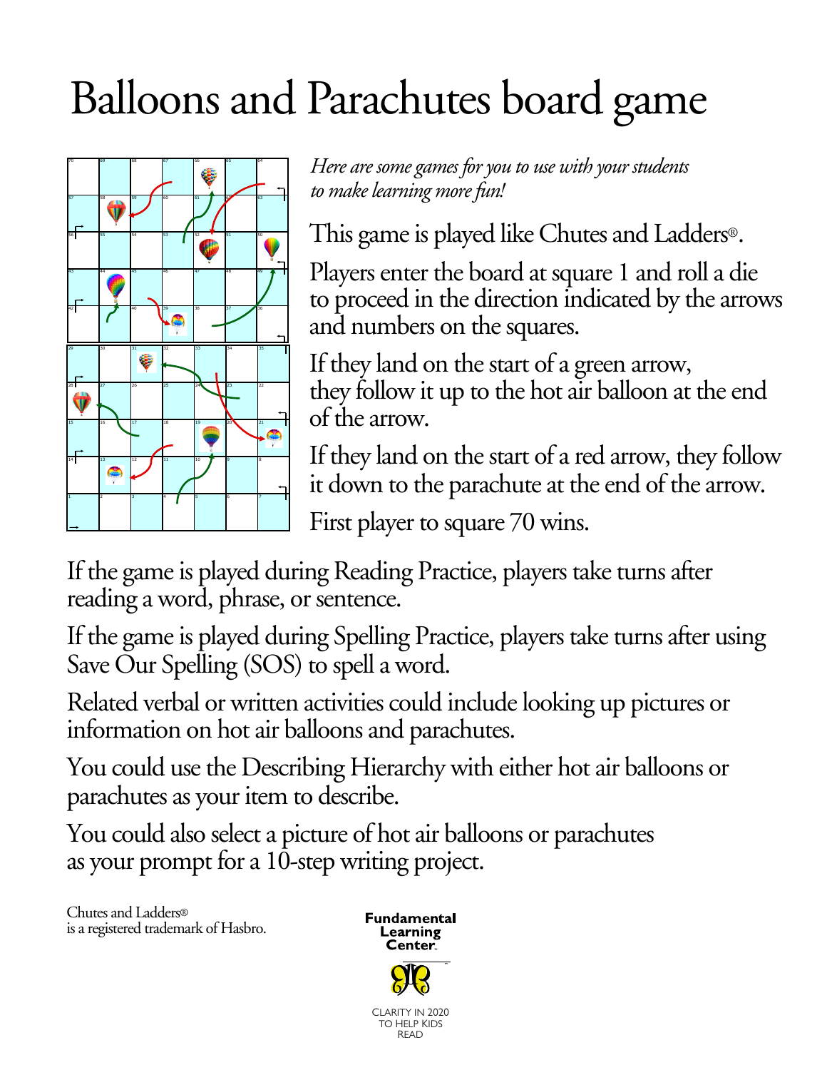# Balloons and Parachutes board game

*Here are some games for you to use with your students to make learning more fun!*

This game is played like Chutes and Ladders®.

Players enter the board at square 1 and roll a die to proceed in the direction indicated by the arrows and numbers on the squares.

If they land on the start of a green arrow, they follow it up to the hot air balloon at the end of the arrow.

If they land on the start of a red arrow, they follow it down to the parachute at the end of the arrow.

First player to square 70 wins.

If the game is played during Reading Practice, players take turns after reading a word, phrase, or sentence.

If the game is played during Spelling Practice, players take turns after using Save Our Spelling (SOS) to spell a word.

Related verbal or written activities could include looking up pictures or information on hot air balloons and parachutes.

You could use the Describing Hierarchy with either hot air balloons or parachutes as your item to describe.

You could also select a picture of hot air balloons or parachutes as your prompt for a 10-step writing project.

Chutes and Ladders®
is a registered trademark of Hasbro.

Fundamental Learning Center.

CLARITY IN 2020
TO HELP KIDS
READ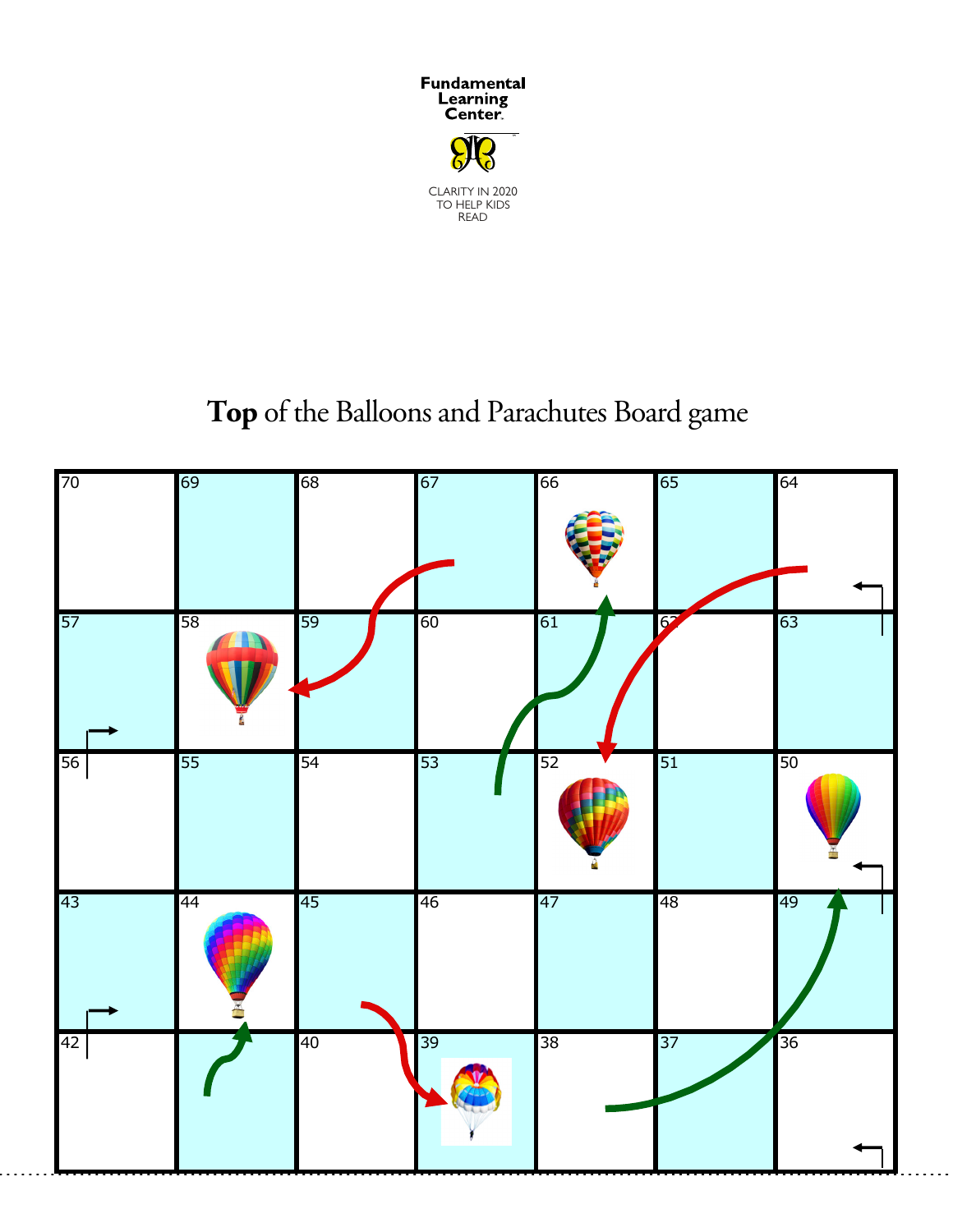Fundamental Learning Center

CLARITY IN 2020 TO HELP KIDS READ

# **Top** of the Balloons and Parachutes Board game

| 70 | 69 | 68 | 67 | 66 | 65 | 64 |
|---|---|---|---|---|---|---|
| 57 | 58 | 59 | 60 | 61 | 62 | 63 |
| 56 | 55 | 54 | 53 | 52 | 51 | 50 |
| 43 | 44 | 45 | 46 | 47 | 48 | 49 |
| 42 | | 40 | 39 | 38 | 37 | 36 |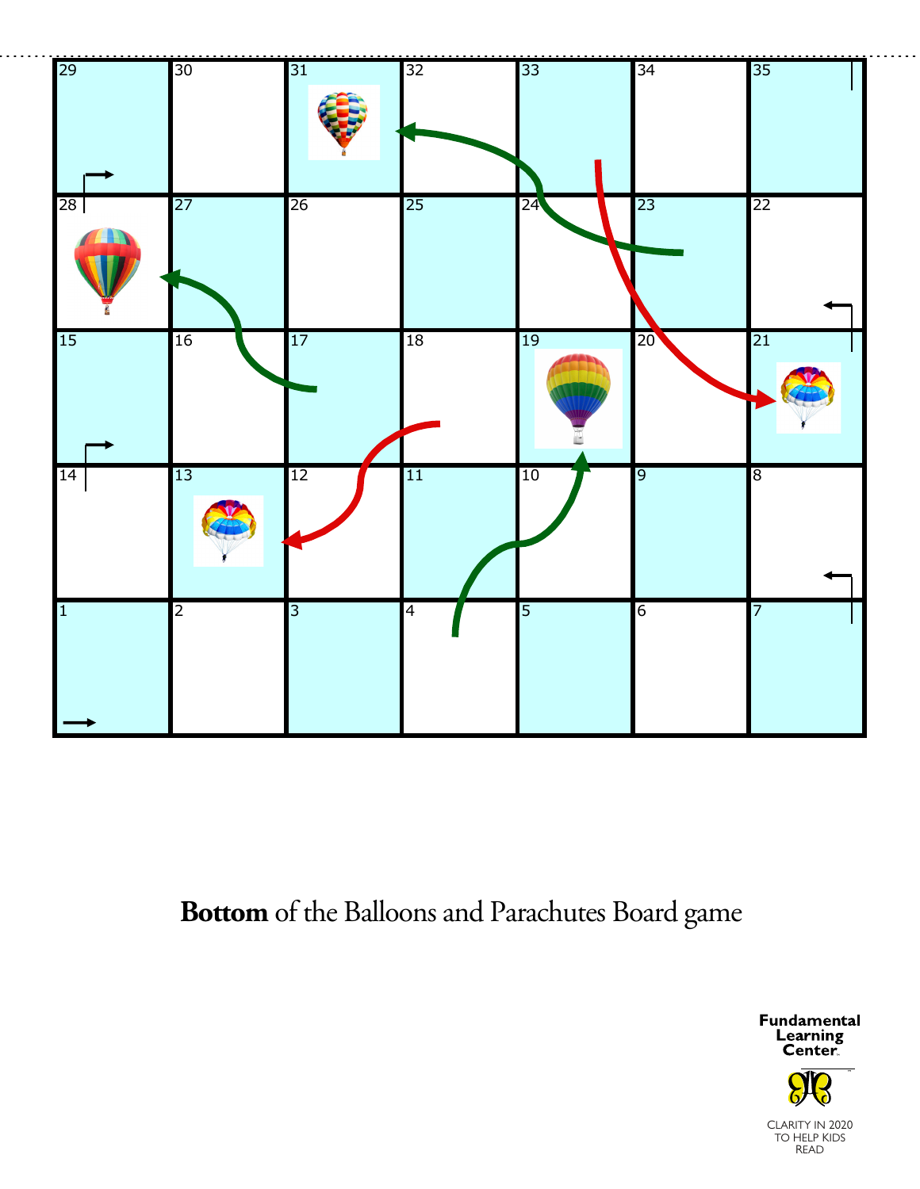| | | | | | | |
|---|---|---|---|---|---|---|
| 29 | 30 | 31 | 32 | 33 | 34 | 35 |
| 28 | 27 | 26 | 25 | 24 | 23 | 22 |
| 15 | 16 | 17 | 18 | 19 | 20 | 21 |
| 14 | 13 | 12 | 11 | 10 | 9 | 8 |
| 1 | 2 | 3 | 4 | 5 | 6 | 7 |

**Bottom** of the Balloons and Parachutes Board game

**Fundamental Learning Center**

CLARITY IN 2020 TO HELP KIDS READ